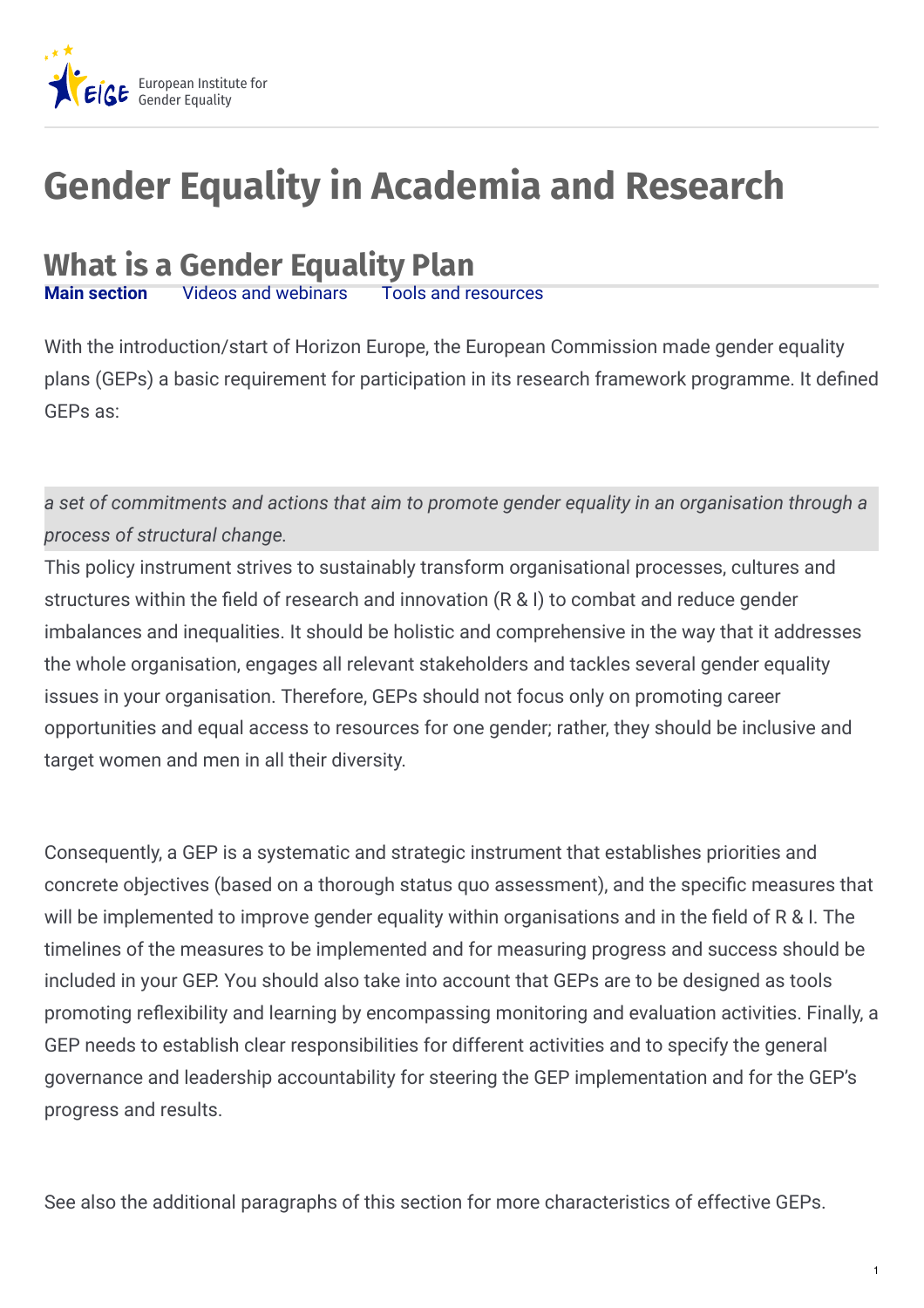European Institute for Gender Equality

# Gender Equality in Academia and Research

## What is a Gender Equality Plan

**Main section** Videos and webinars Tools and resources

With the introduction/start of Horizon Europe, the European Commission made gender equality plans (GEPs) a basic requirement for participation in its research framework programme. It defined GEPs as:

> *a set of commitments and actions that aim to promote gender equality in an organisation through a process of structural change.*

This policy instrument strives to sustainably transform organisational processes, cultures and structures within the field of research and innovation (R & I) to combat and reduce gender imbalances and inequalities. It should be holistic and comprehensive in the way that it addresses the whole organisation, engages all relevant stakeholders and tackles several gender equality issues in your organisation. Therefore, GEPs should not focus only on promoting career opportunities and equal access to resources for one gender; rather, they should be inclusive and target women and men in all their diversity.

Consequently, a GEP is a systematic and strategic instrument that establishes priorities and concrete objectives (based on a thorough status quo assessment), and the specific measures that will be implemented to improve gender equality within organisations and in the field of R & I. The timelines of the measures to be implemented and for measuring progress and success should be included in your GEP. You should also take into account that GEPs are to be designed as tools promoting reflexibility and learning by encompassing monitoring and evaluation activities. Finally, a GEP needs to establish clear responsibilities for different activities and to specify the general governance and leadership accountability for steering the GEP implementation and for the GEP's progress and results.

See also the additional paragraphs of this section for more characteristics of effective GEPs.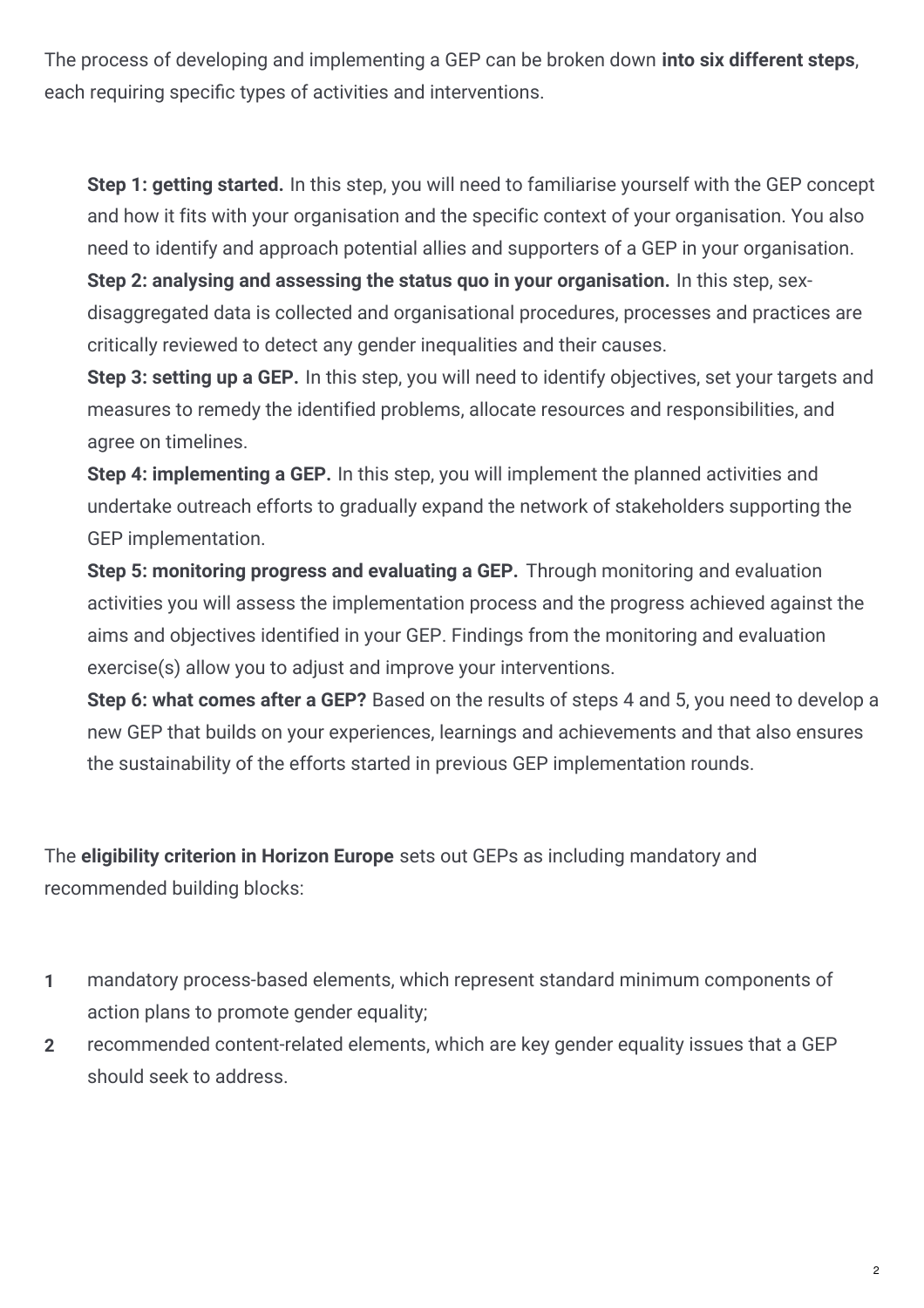The process of developing and implementing a GEP can be broken down **into six different steps**, each requiring specific types of activities and interventions.

- **Step 1: getting started.** In this step, you will need to familiarise yourself with the GEP concept and how it fits with your organisation and the specific context of your organisation. You also need to identify and approach potential allies and supporters of a GEP in your organisation.
- **Step 2: analysing and assessing the status quo in your organisation.** In this step, sex-disaggregated data is collected and organisational procedures, processes and practices are critically reviewed to detect any gender inequalities and their causes.
- **Step 3: setting up a GEP.** In this step, you will need to identify objectives, set your targets and measures to remedy the identified problems, allocate resources and responsibilities, and agree on timelines.
- **Step 4: implementing a GEP.** In this step, you will implement the planned activities and undertake outreach efforts to gradually expand the network of stakeholders supporting the GEP implementation.
- **Step 5: monitoring progress and evaluating a GEP.** Through monitoring and evaluation activities you will assess the implementation process and the progress achieved against the aims and objectives identified in your GEP. Findings from the monitoring and evaluation exercise(s) allow you to adjust and improve your interventions.
- **Step 6: what comes after a GEP?** Based on the results of steps 4 and 5, you need to develop a new GEP that builds on your experiences, learnings and achievements and that also ensures the sustainability of the efforts started in previous GEP implementation rounds.

The **eligibility criterion in Horizon Europe** sets out GEPs as including mandatory and recommended building blocks:

1. mandatory process-based elements, which represent standard minimum components of action plans to promote gender equality;
2. recommended content-related elements, which are key gender equality issues that a GEP should seek to address.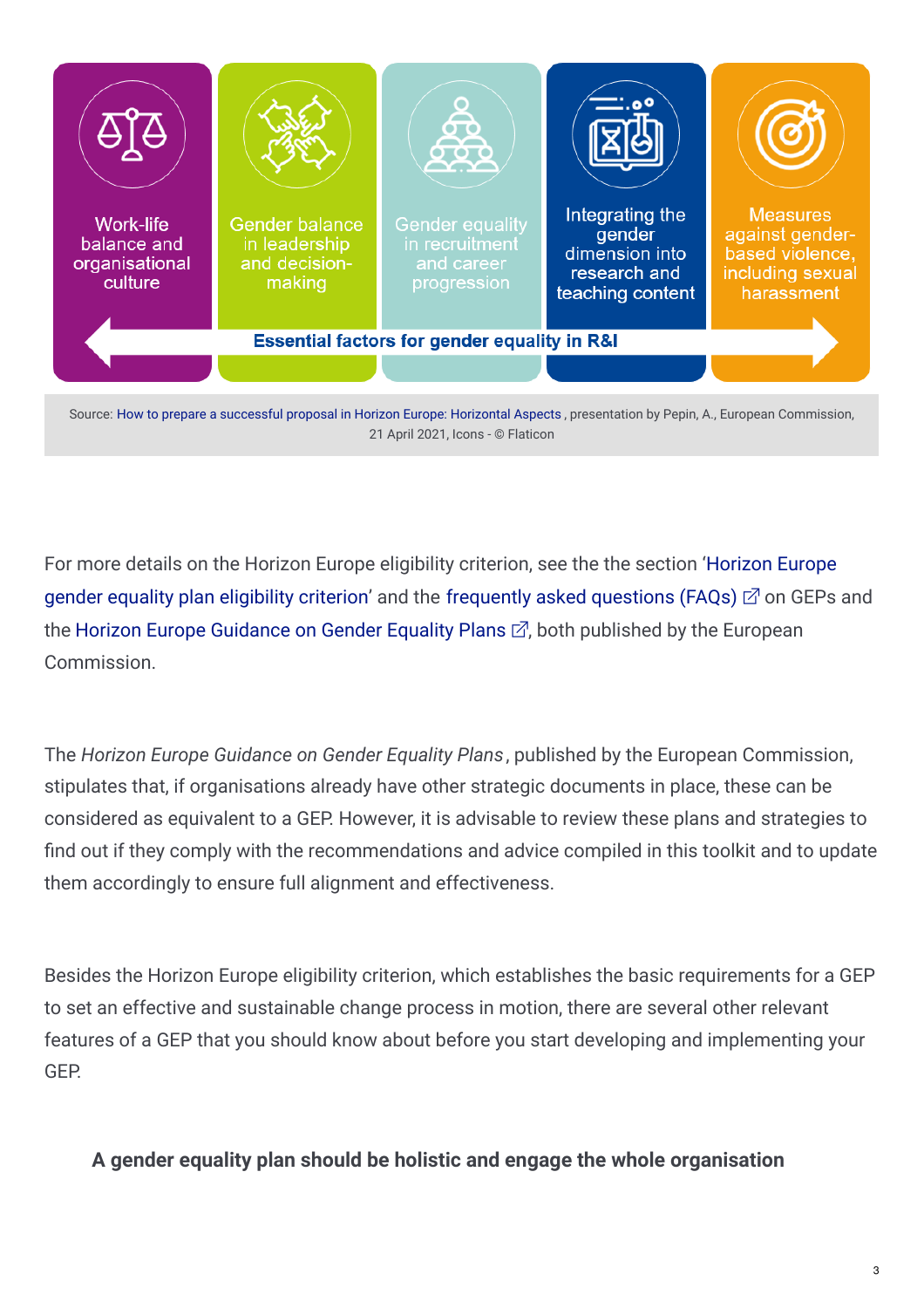Work-life balance and organisational culture

Gender balance in leadership and decision-making

Gender equality in recruitment and career progression

Integrating the gender dimension into research and teaching content

Measures against gender-based violence, including sexual harassment

Essential factors for gender equality in R&I

Source: How to prepare a successful proposal in Horizon Europe: Horizontal Aspects , presentation by Pepin, A., European Commission, 21 April 2021, Icons - © Flaticon

For more details on the Horizon Europe eligibility criterion, see the the section 'Horizon Europe gender equality plan eligibility criterion' and the frequently asked questions (FAQs) on GEPs and the Horizon Europe Guidance on Gender Equality Plans, both published by the European Commission.

The *Horizon Europe Guidance on Gender Equality Plans*, published by the European Commission, stipulates that, if organisations already have other strategic documents in place, these can be considered as equivalent to a GEP. However, it is advisable to review these plans and strategies to find out if they comply with the recommendations and advice compiled in this toolkit and to update them accordingly to ensure full alignment and effectiveness.

Besides the Horizon Europe eligibility criterion, which establishes the basic requirements for a GEP to set an effective and sustainable change process in motion, there are several other relevant features of a GEP that you should know about before you start developing and implementing your GEP.

### A gender equality plan should be holistic and engage the whole organisation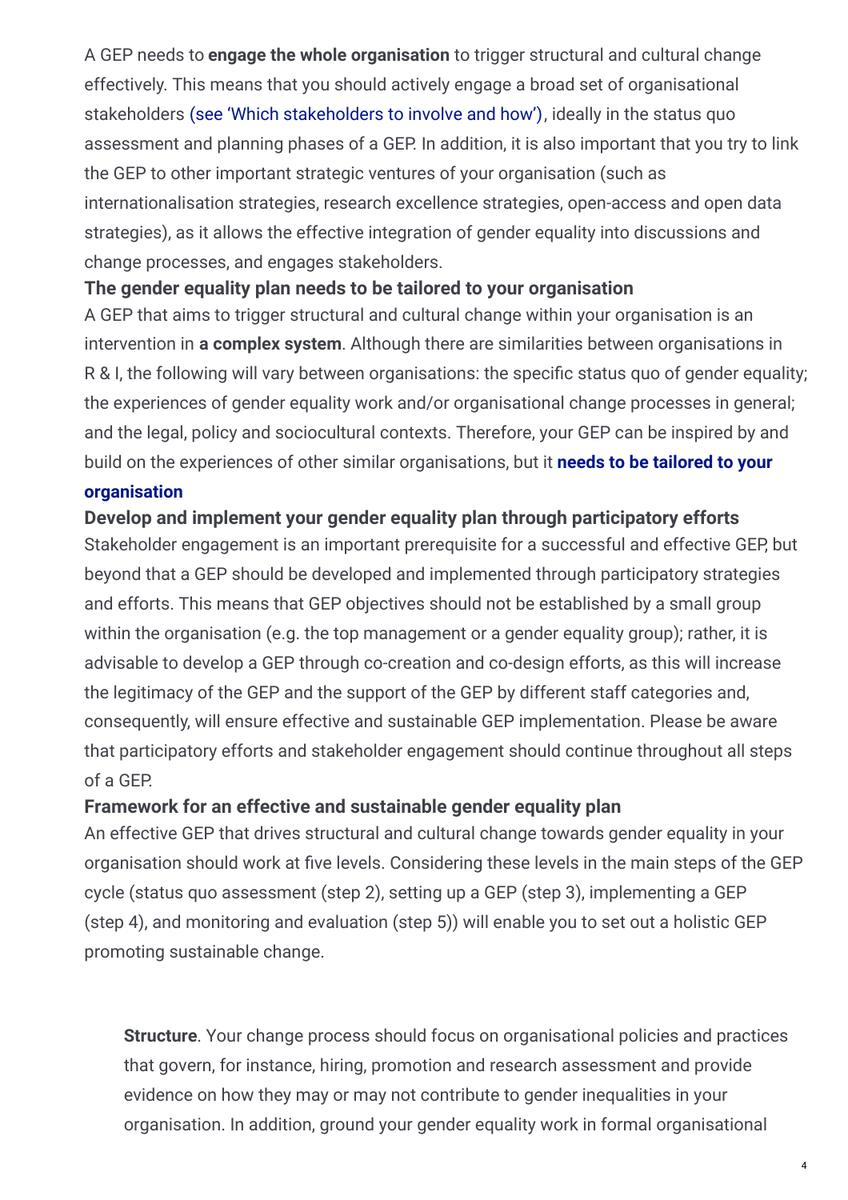A GEP needs to **engage the whole organisation** to trigger structural and cultural change effectively. This means that you should actively engage a broad set of organisational stakeholders (see 'Which stakeholders to involve and how'), ideally in the status quo assessment and planning phases of a GEP. In addition, it is also important that you try to link the GEP to other important strategic ventures of your organisation (such as internationalisation strategies, research excellence strategies, open-access and open data strategies), as it allows the effective integration of gender equality into discussions and change processes, and engages stakeholders.

### The gender equality plan needs to be tailored to your organisation

A GEP that aims to trigger structural and cultural change within your organisation is an intervention in **a complex system**. Although there are similarities between organisations in R & I, the following will vary between organisations: the specific status quo of gender equality; the experiences of gender equality work and/or organisational change processes in general; and the legal, policy and sociocultural contexts. Therefore, your GEP can be inspired by and build on the experiences of other similar organisations, but it **needs to be tailored to your organisation**

### Develop and implement your gender equality plan through participatory efforts

Stakeholder engagement is an important prerequisite for a successful and effective GEP, but beyond that a GEP should be developed and implemented through participatory strategies and efforts. This means that GEP objectives should not be established by a small group within the organisation (e.g. the top management or a gender equality group); rather, it is advisable to develop a GEP through co-creation and co-design efforts, as this will increase the legitimacy of the GEP and the support of the GEP by different staff categories and, consequently, will ensure effective and sustainable GEP implementation. Please be aware that participatory efforts and stakeholder engagement should continue throughout all steps of a GEP.

### Framework for an effective and sustainable gender equality plan

An effective GEP that drives structural and cultural change towards gender equality in your organisation should work at five levels. Considering these levels in the main steps of the GEP cycle (status quo assessment (step 2), setting up a GEP (step 3), implementing a GEP (step 4), and monitoring and evaluation (step 5)) will enable you to set out a holistic GEP promoting sustainable change.

**Structure**. Your change process should focus on organisational policies and practices that govern, for instance, hiring, promotion and research assessment and provide evidence on how they may or may not contribute to gender inequalities in your organisation. In addition, ground your gender equality work in formal organisational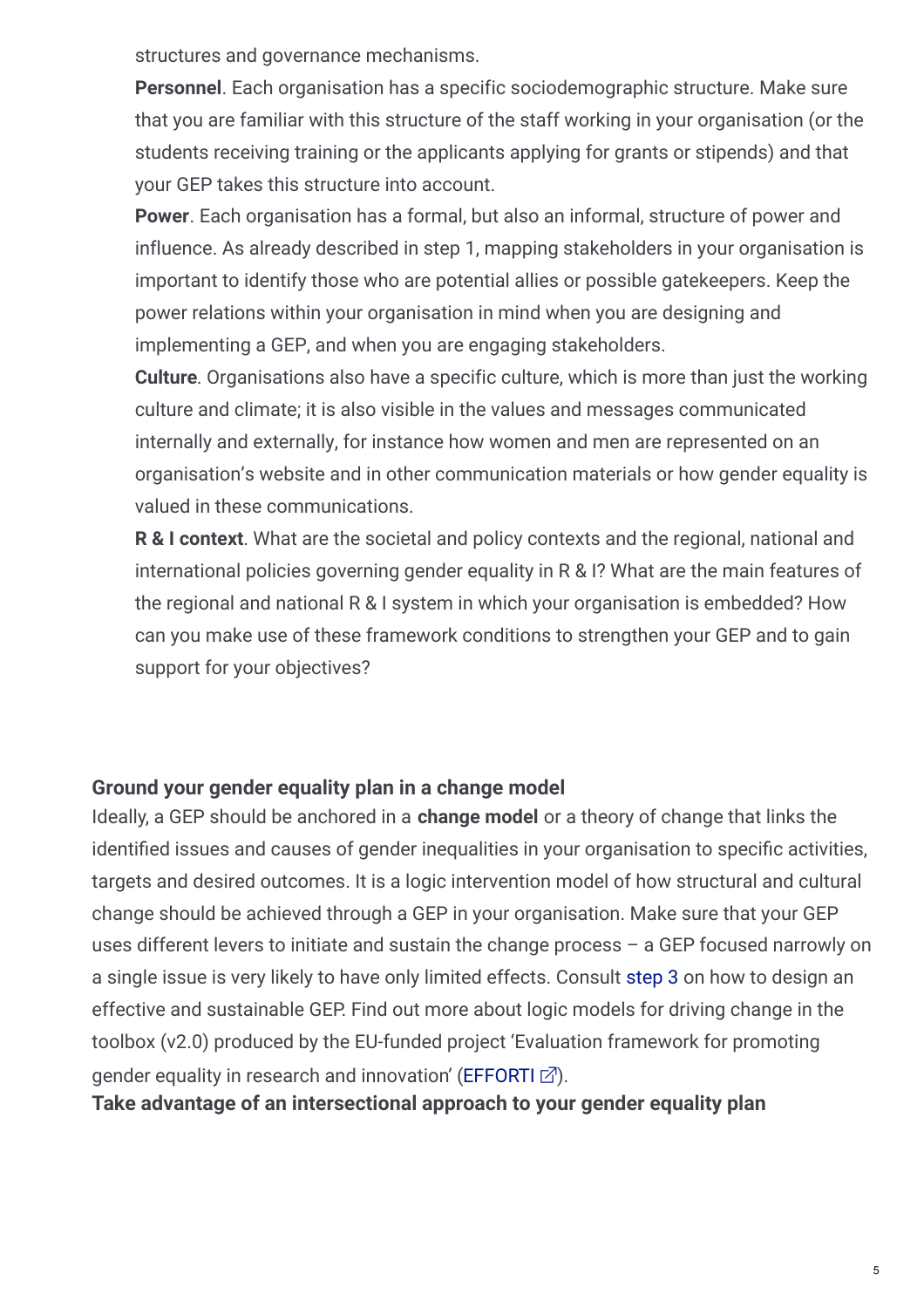structures and governance mechanisms.

**Personnel**. Each organisation has a specific sociodemographic structure. Make sure that you are familiar with this structure of the staff working in your organisation (or the students receiving training or the applicants applying for grants or stipends) and that your GEP takes this structure into account.

**Power**. Each organisation has a formal, but also an informal, structure of power and influence. As already described in step 1, mapping stakeholders in your organisation is important to identify those who are potential allies or possible gatekeepers. Keep the power relations within your organisation in mind when you are designing and implementing a GEP, and when you are engaging stakeholders.

**Culture**. Organisations also have a specific culture, which is more than just the working culture and climate; it is also visible in the values and messages communicated internally and externally, for instance how women and men are represented on an organisation's website and in other communication materials or how gender equality is valued in these communications.

**R & I context**. What are the societal and policy contexts and the regional, national and international policies governing gender equality in R & I? What are the main features of the regional and national R & I system in which your organisation is embedded? How can you make use of these framework conditions to strengthen your GEP and to gain support for your objectives?

### Ground your gender equality plan in a change model

Ideally, a GEP should be anchored in a **change model** or a theory of change that links the identified issues and causes of gender inequalities in your organisation to specific activities, targets and desired outcomes. It is a logic intervention model of how structural and cultural change should be achieved through a GEP in your organisation. Make sure that your GEP uses different levers to initiate and sustain the change process – a GEP focused narrowly on a single issue is very likely to have only limited effects. Consult step 3 on how to design an effective and sustainable GEP. Find out more about logic models for driving change in the toolbox (v2.0) produced by the EU-funded project 'Evaluation framework for promoting gender equality in research and innovation' (EFFORTI).

### Take advantage of an intersectional approach to your gender equality plan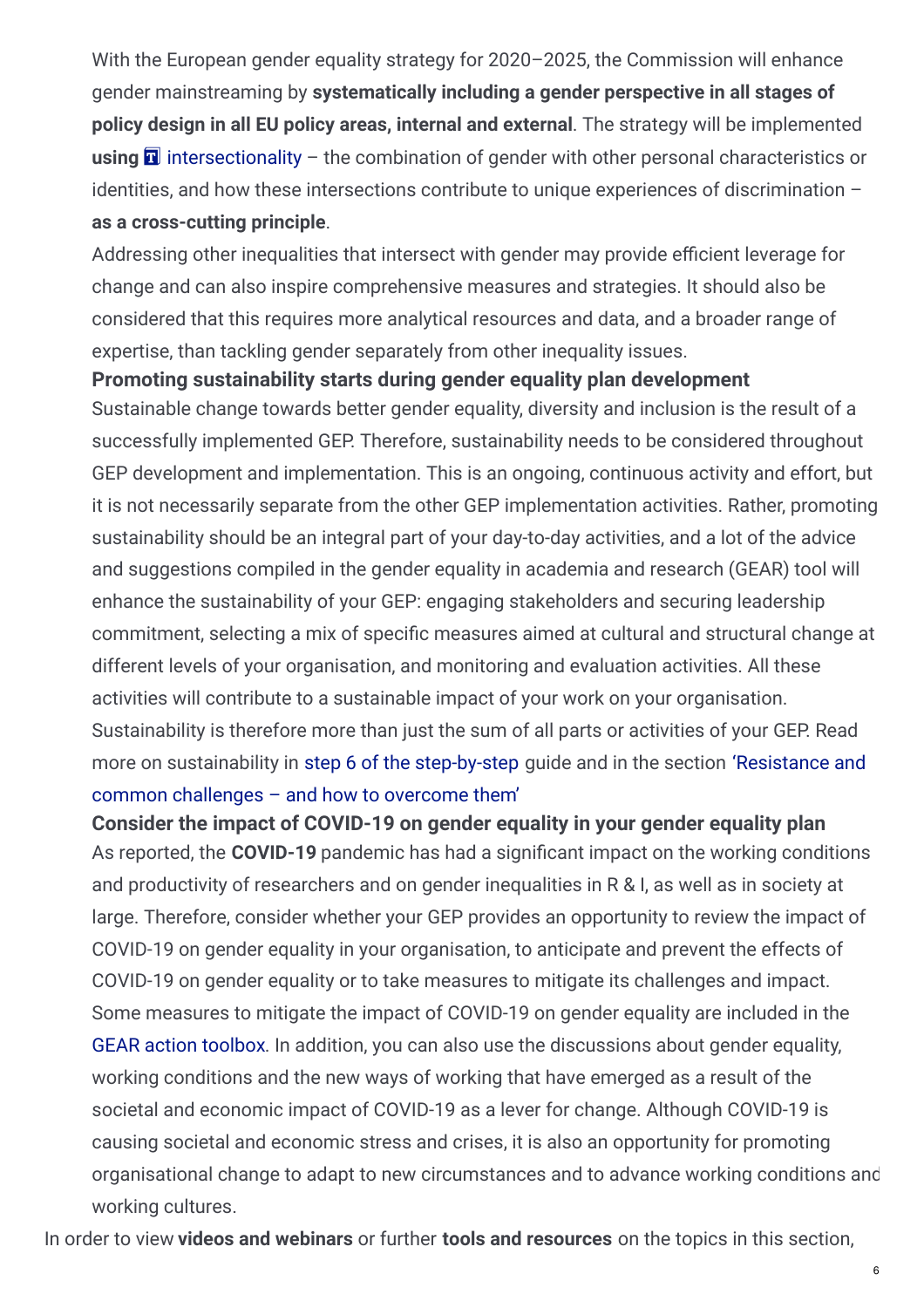With the European gender equality strategy for 2020–2025, the Commission will enhance gender mainstreaming by **systematically including a gender perspective in all stages of policy design in all EU policy areas, internal and external**. The strategy will be implemented **using** intersectionality – the combination of gender with other personal characteristics or identities, and how these intersections contribute to unique experiences of discrimination – **as a cross-cutting principle**.

Addressing other inequalities that intersect with gender may provide efficient leverage for change and can also inspire comprehensive measures and strategies. It should also be considered that this requires more analytical resources and data, and a broader range of expertise, than tackling gender separately from other inequality issues.

**Promoting sustainability starts during gender equality plan development**

Sustainable change towards better gender equality, diversity and inclusion is the result of a successfully implemented GEP. Therefore, sustainability needs to be considered throughout GEP development and implementation. This is an ongoing, continuous activity and effort, but it is not necessarily separate from the other GEP implementation activities. Rather, promoting sustainability should be an integral part of your day-to-day activities, and a lot of the advice and suggestions compiled in the gender equality in academia and research (GEAR) tool will enhance the sustainability of your GEP: engaging stakeholders and securing leadership commitment, selecting a mix of specific measures aimed at cultural and structural change at different levels of your organisation, and monitoring and evaluation activities. All these activities will contribute to a sustainable impact of your work on your organisation. Sustainability is therefore more than just the sum of all parts or activities of your GEP. Read more on sustainability in step 6 of the step-by-step guide and in the section 'Resistance and common challenges – and how to overcome them'

**Consider the impact of COVID-19 on gender equality in your gender equality plan**

As reported, the **COVID-19** pandemic has had a significant impact on the working conditions and productivity of researchers and on gender inequalities in R & I, as well as in society at large. Therefore, consider whether your GEP provides an opportunity to review the impact of COVID-19 on gender equality in your organisation, to anticipate and prevent the effects of COVID-19 on gender equality or to take measures to mitigate its challenges and impact. Some measures to mitigate the impact of COVID-19 on gender equality are included in the GEAR action toolbox. In addition, you can also use the discussions about gender equality, working conditions and the new ways of working that have emerged as a result of the societal and economic impact of COVID-19 as a lever for change. Although COVID-19 is causing societal and economic stress and crises, it is also an opportunity for promoting organisational change to adapt to new circumstances and to advance working conditions and working cultures.

In order to view **videos and webinars** or further **tools and resources** on the topics in this section,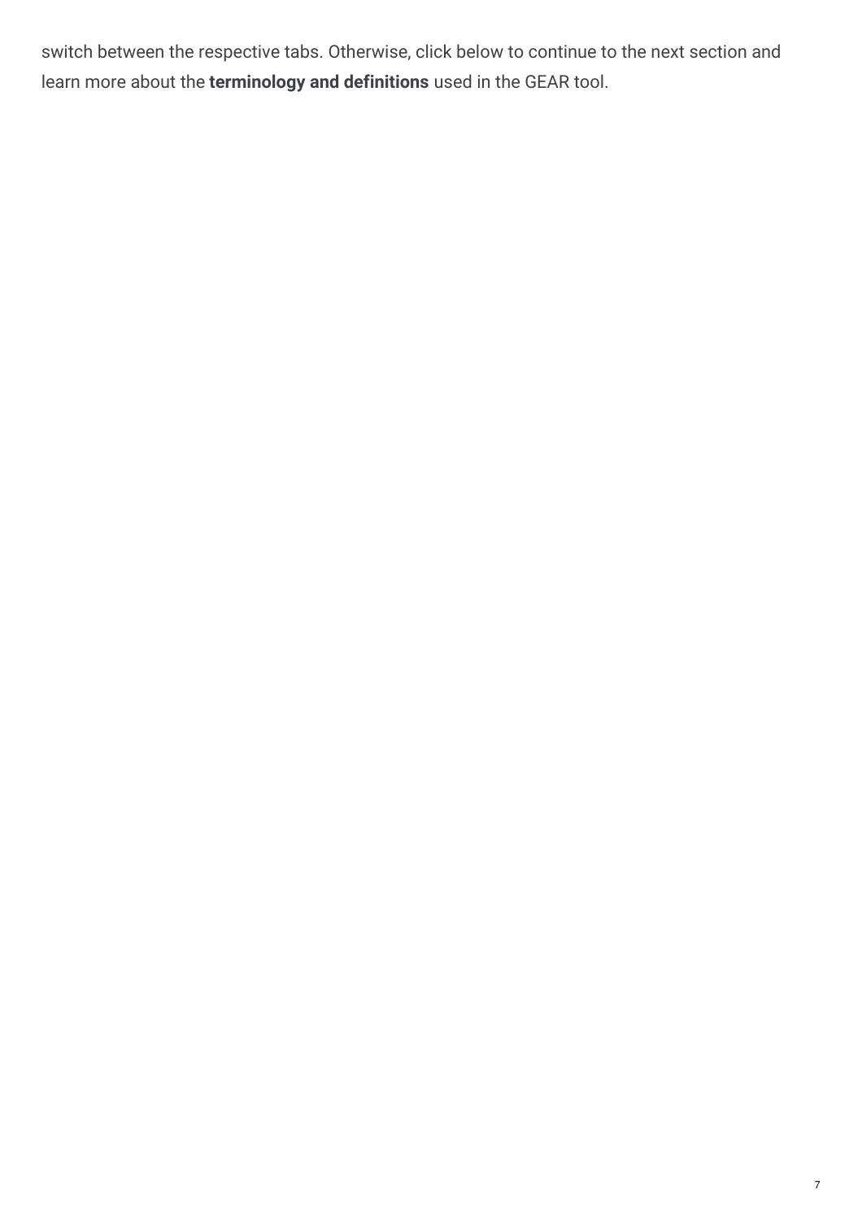switch between the respective tabs. Otherwise, click below to continue to the next section and learn more about the **terminology and definitions** used in the GEAR tool.